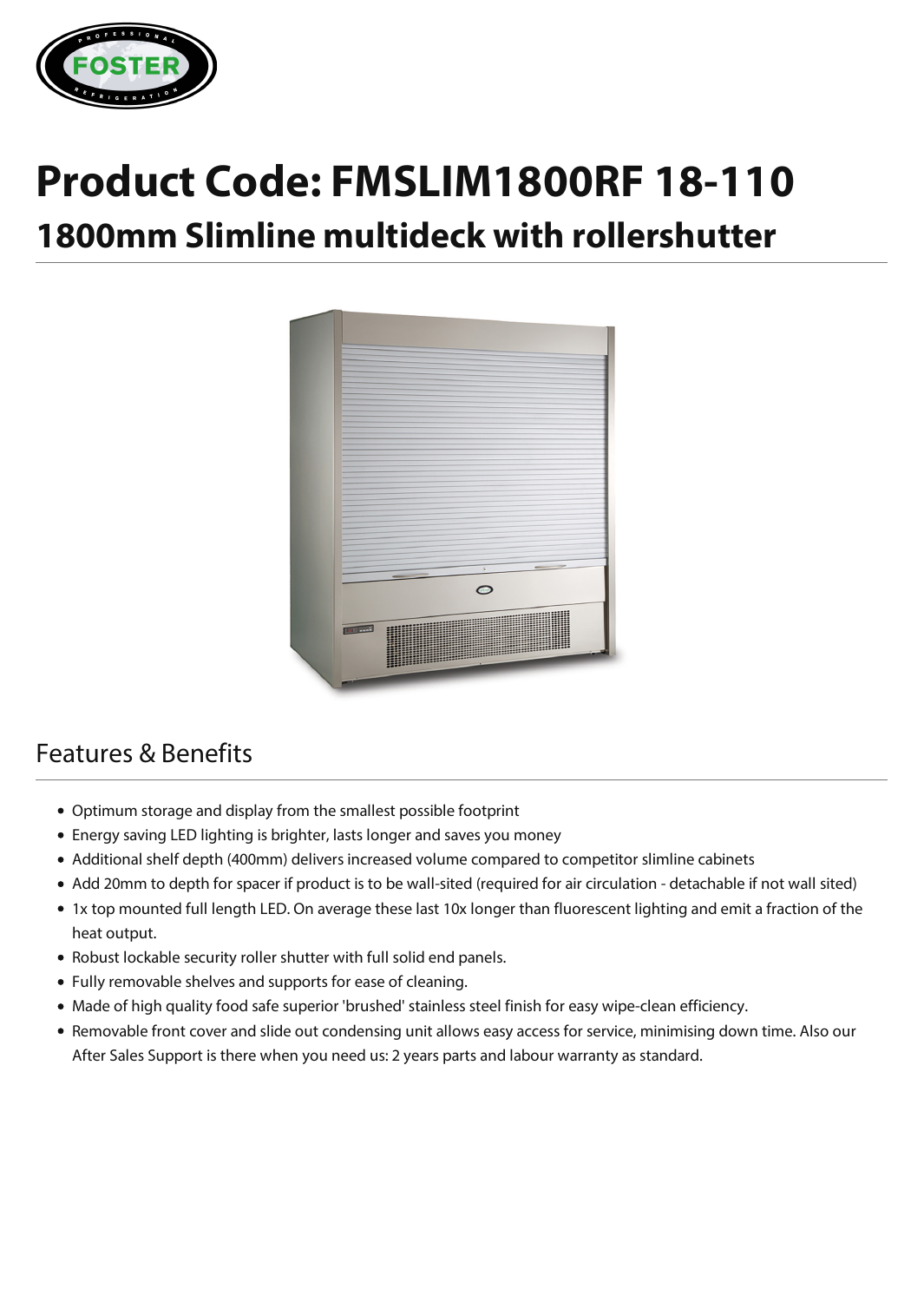# Product Code: FMSLIM1800RF 18-110

## 1800mm Slimline multideck with rollershutter

## Features & Benefits

- Optimum storage and display from the smallest possible footprint
- Energy saving LED lighting is brighter, lasts longer and saves you money
- Additional shelf depth (400mm) delivers increased volume compared to competitor slimline cabinets
- Add 20mm to depth for spacer if product is to be wall-sited (required for air circulation - detachable if not wall sited)
- 1x top mounted full length LED. On average these last 10x longer than fluorescent lighting and emit a fraction of the heat output.
- Robust lockable security roller shutter with full solid end panels.
- Fully removable shelves and supports for ease of cleaning.
- Made of high quality food safe superior 'brushed' stainless steel finish for easy wipe-clean efficiency.
- Removable front cover and slide out condensing unit allows easy access for service, minimising down time. Also our After Sales Support is there when you need us: 2 years parts and labour warranty as standard.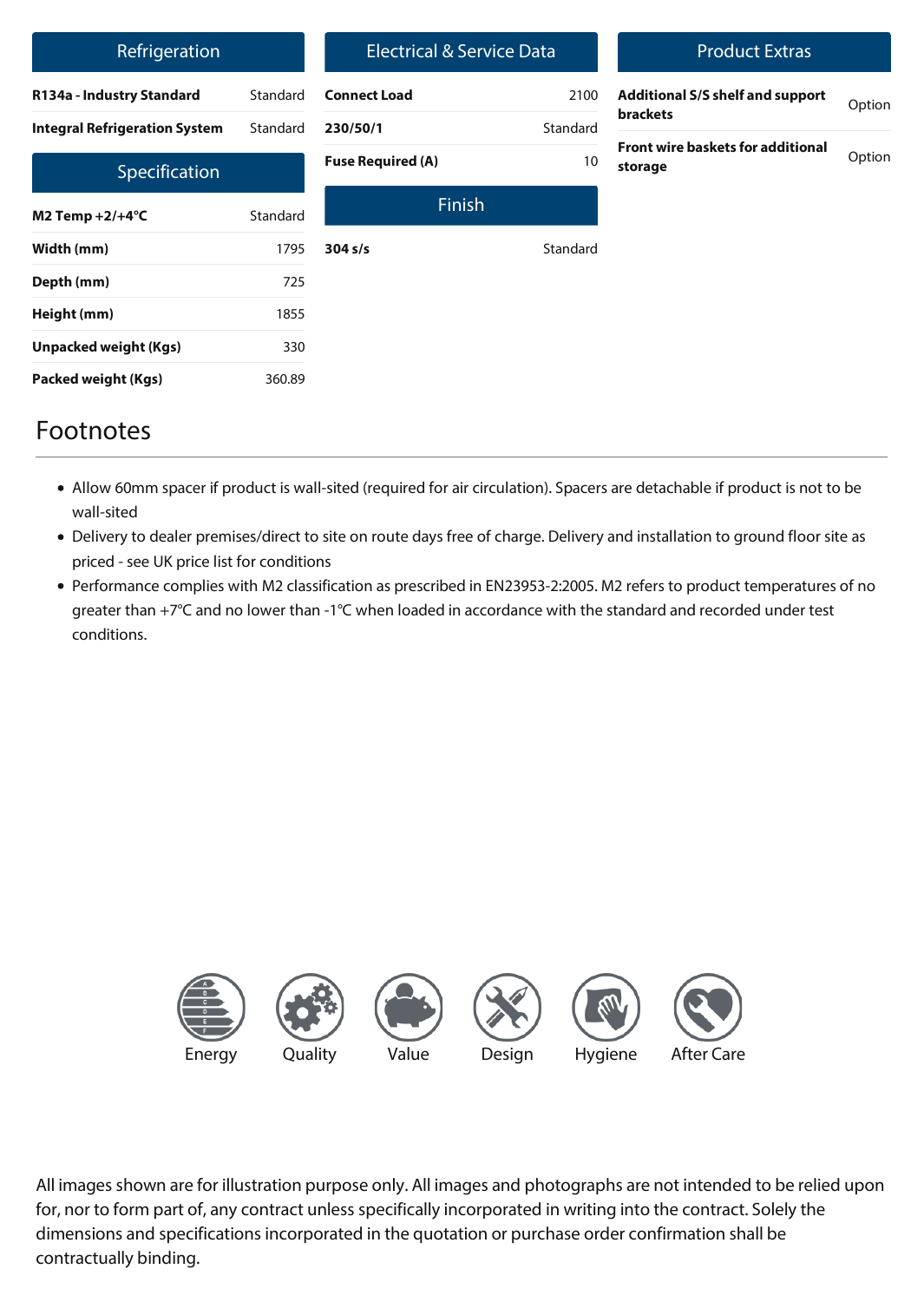## Refrigeration

| | |
|---|---|
| **R134a - Industry Standard** | Standard |
| **Integral Refrigeration System** | Standard |

## Specification

| | |
|---|---|
| **M2 Temp +2/+4°C** | Standard |
| **Width (mm)** | 1795 |
| **Depth (mm)** | 725 |
| **Height (mm)** | 1855 |
| **Unpacked weight (Kgs)** | 330 |
| **Packed weight (Kgs)** | 360.89 |

## Electrical & Service Data

| | |
|---|---|
| **Connect Load** | 2100 |
| **230/50/1** | Standard |
| **Fuse Required (A)** | 10 |

## Finish

| | |
|---|---|
| **304 s/s** | Standard |

## Product Extras

| | |
|---|---|
| **Additional S/S shelf and support brackets** | Option |
| **Front wire baskets for additional storage** | Option |

# Footnotes

- Allow 60mm spacer if product is wall-sited (required for air circulation). Spacers are detachable if product is not to be wall-sited
- Delivery to dealer premises/direct to site on route days free of charge. Delivery and installation to ground floor site as priced - see UK price list for conditions
- Performance complies with M2 classification as prescribed in EN23953-2:2005. M2 refers to product temperatures of no greater than +7°C and no lower than -1°C when loaded in accordance with the standard and recorded under test conditions.

Energy Quality Value Design Hygiene After Care

All images shown are for illustration purpose only. All images and photographs are not intended to be relied upon for, nor to form part of, any contract unless specifically incorporated in writing into the contract. Solely the dimensions and specifications incorporated in the quotation or purchase order confirmation shall be contractually binding.